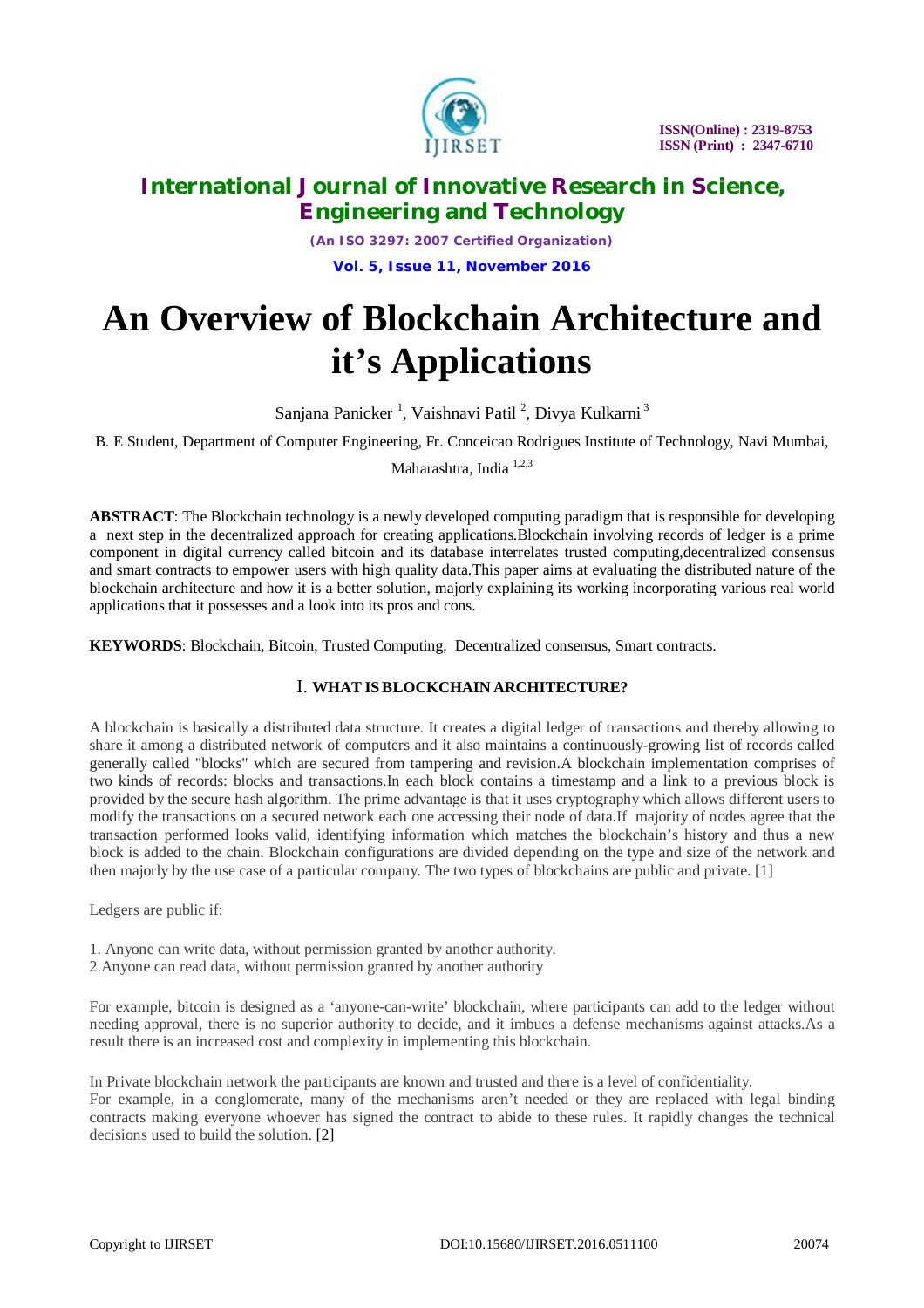# International Journal of Innovative Research in Science, Engineering and Technology

*(An ISO 3297: 2007 Certified Organization)*

**Vol. 5, Issue 11, November 2016**

ISSN(Online) : 2319-8753
ISSN (Print) : 2347-6710

# An Overview of Blockchain Architecture and it's Applications

Sanjana Panicker [1], Vaishnavi Patil [2], Divya Kulkarni [3]

B. E Student, Department of Computer Engineering, Fr. Conceicao Rodrigues Institute of Technology, Navi Mumbai, Maharashtra, India [1,2,3]

**ABSTRACT**: The Blockchain technology is a newly developed computing paradigm that is responsible for developing a next step in the decentralized approach for creating applications.Blockchain involving records of ledger is a prime component in digital currency called bitcoin and its database interrelates trusted computing,decentralized consensus and smart contracts to empower users with high quality data.This paper aims at evaluating the distributed nature of the blockchain architecture and how it is a better solution, majorly explaining its working incorporating various real world applications that it possesses and a look into its pros and cons.

**KEYWORDS**: Blockchain, Bitcoin, Trusted Computing, Decentralized consensus, Smart contracts.

## I. WHAT IS BLOCKCHAIN ARCHITECTURE?

A blockchain is basically a distributed data structure. It creates a digital ledger of transactions and thereby allowing to share it among a distributed network of computers and it also maintains a continuously-growing list of records called generally called "blocks" which are secured from tampering and revision.A blockchain implementation comprises of two kinds of records: blocks and transactions.In each block contains a timestamp and a link to a previous block is provided by the secure hash algorithm. The prime advantage is that it uses cryptography which allows different users to modify the transactions on a secured network each one accessing their node of data.If majority of nodes agree that the transaction performed looks valid, identifying information which matches the blockchain's history and thus a new block is added to the chain. Blockchain configurations are divided depending on the type and size of the network and then majorly by the use case of a particular company. The two types of blockchains are public and private. [1]

Ledgers are public if:

1. Anyone can write data, without permission granted by another authority.
2. Anyone can read data, without permission granted by another authority

For example, bitcoin is designed as a 'anyone-can-write' blockchain, where participants can add to the ledger without needing approval, there is no superior authority to decide, and it imbues a defense mechanisms against attacks.As a result there is an increased cost and complexity in implementing this blockchain.

In Private blockchain network the participants are known and trusted and there is a level of confidentiality.
For example, in a conglomerate, many of the mechanisms aren't needed or they are replaced with legal binding contracts making everyone whoever has signed the contract to abide to these rules. It rapidly changes the technical decisions used to build the solution. [2]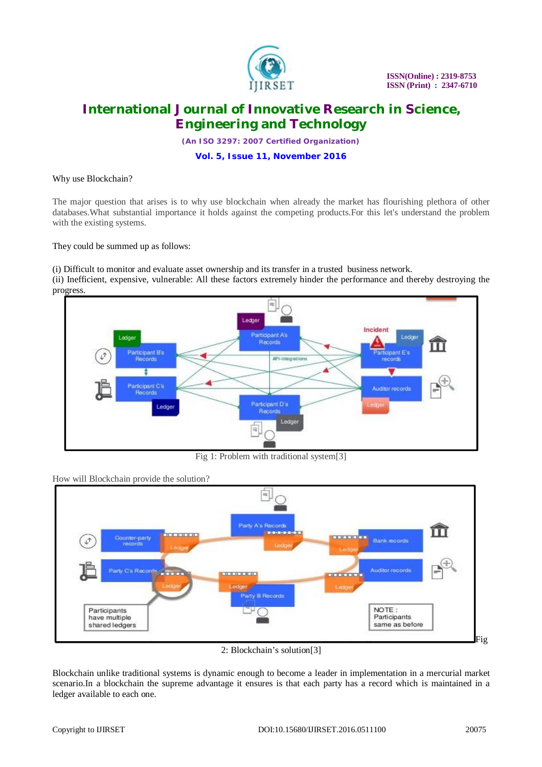Why use Blockchain?

The major question that arises is to why use blockchain when already the market has flourishing plethora of other databases.What substantial importance it holds against the competing products.For this let's understand the problem with the existing systems.

They could be summed up as follows:

(i) Difficult to monitor and evaluate asset ownership and its transfer in a trusted business network.
(ii) Inefficient, expensive, vulnerable: All these factors extremely hinder the performance and thereby destroying the progress.

Fig 1: Problem with traditional system[3]

How will Blockchain provide the solution?

Fig 2: Blockchain's solution[3]

Blockchain unlike traditional systems is dynamic enough to become a leader in implementation in a mercurial market scenario.In a blockchain the supreme advantage it ensures is that each party has a record which is maintained in a ledger available to each one.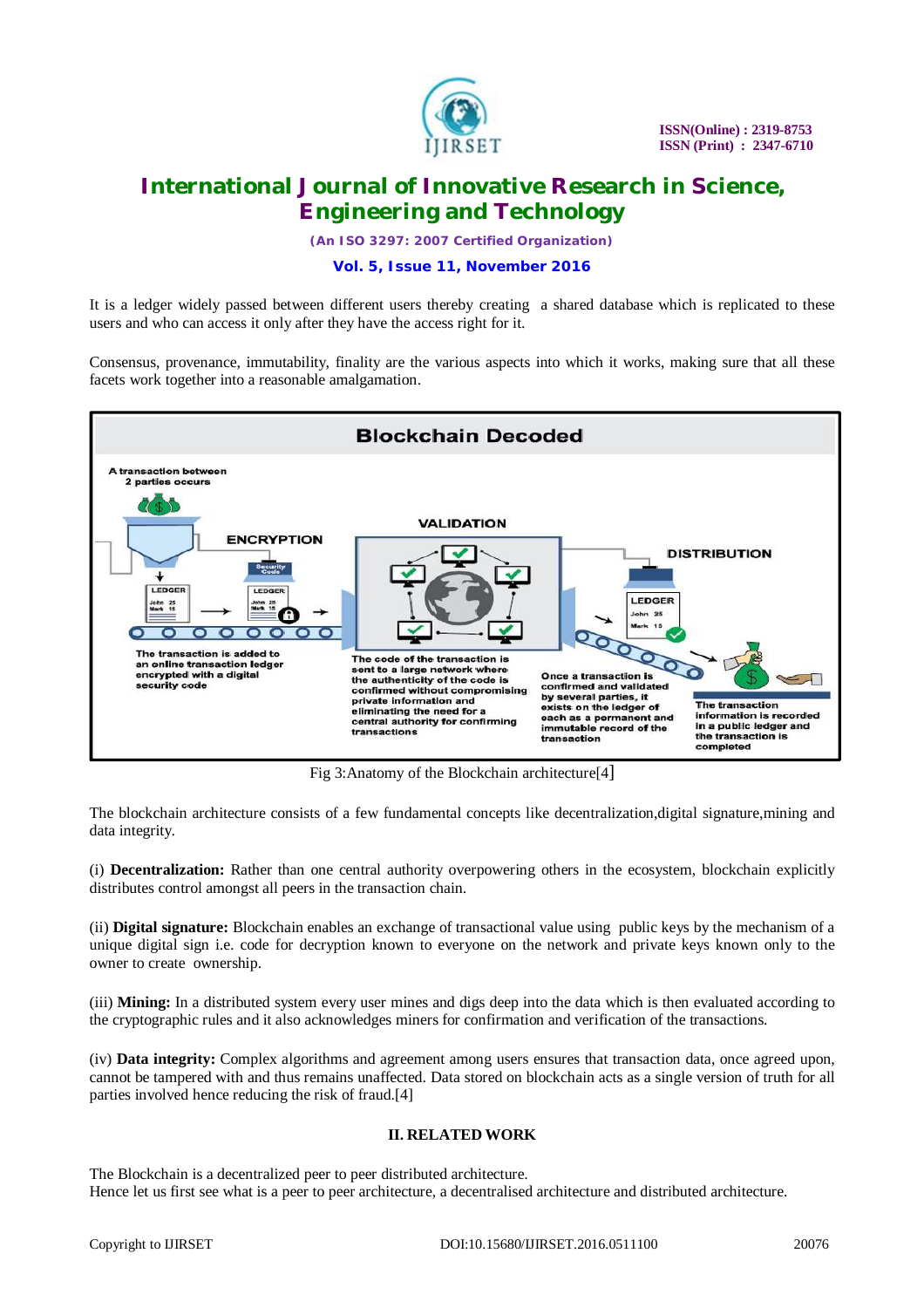It is a ledger widely passed between different users thereby creating a shared database which is replicated to these users and who can access it only after they have the access right for it.

Consensus, provenance, immutability, finality are the various aspects into which it works, making sure that all these facets work together into a reasonable amalgamation.

Fig 3:Anatomy of the Blockchain architecture[4]

The blockchain architecture consists of a few fundamental concepts like decentralization,digital signature,mining and data integrity.

(i) **Decentralization:** Rather than one central authority overpowering others in the ecosystem, blockchain explicitly distributes control amongst all peers in the transaction chain.

(ii) **Digital signature:** Blockchain enables an exchange of transactional value using public keys by the mechanism of a unique digital sign i.e. code for decryption known to everyone on the network and private keys known only to the owner to create ownership.

(iii) **Mining:** In a distributed system every user mines and digs deep into the data which is then evaluated according to the cryptographic rules and it also acknowledges miners for confirmation and verification of the transactions.

(iv) **Data integrity:** Complex algorithms and agreement among users ensures that transaction data, once agreed upon, cannot be tampered with and thus remains unaffected. Data stored on blockchain acts as a single version of truth for all parties involved hence reducing the risk of fraud.[4]

## II. RELATED WORK

The Blockchain is a decentralized peer to peer distributed architecture.
Hence let us first see what is a peer to peer architecture, a decentralised architecture and distributed architecture.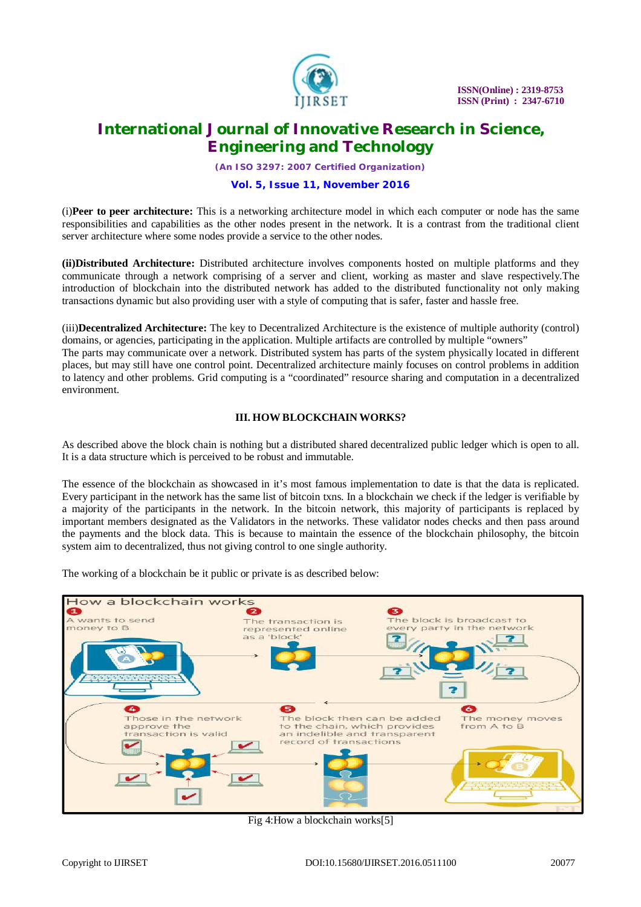(i)**Peer to peer architecture:** This is a networking architecture model in which each computer or node has the same responsibilities and capabilities as the other nodes present in the network. It is a contrast from the traditional client server architecture where some nodes provide a service to the other nodes.

**(ii)Distributed Architecture:** Distributed architecture involves components hosted on multiple platforms and they communicate through a network comprising of a server and client, working as master and slave respectively.The introduction of blockchain into the distributed network has added to the distributed functionality not only making transactions dynamic but also providing user with a style of computing that is safer, faster and hassle free.

(iii)**Decentralized Architecture:** The key to Decentralized Architecture is the existence of multiple authority (control) domains, or agencies, participating in the application. Multiple artifacts are controlled by multiple "owners"
The parts may communicate over a network. Distributed system has parts of the system physically located in different places, but may still have one control point. Decentralized architecture mainly focuses on control problems in addition to latency and other problems. Grid computing is a "coordinated" resource sharing and computation in a decentralized environment.

## III. HOW BLOCKCHAIN WORKS?

As described above the block chain is nothing but a distributed shared decentralized public ledger which is open to all. It is a data structure which is perceived to be robust and immutable.

The essence of the blockchain as showcased in it's most famous implementation to date is that the data is replicated. Every participant in the network has the same list of bitcoin txns. In a blockchain we check if the ledger is verifiable by a majority of the participants in the network. In the bitcoin network, this majority of participants is replaced by important members designated as the Validators in the networks. These validator nodes checks and then pass around the payments and the block data. This is because to maintain the essence of the blockchain philosophy, the bitcoin system aim to decentralized, thus not giving control to one single authority.

The working of a blockchain be it public or private is as described below:

Fig 4:How a blockchain works[5]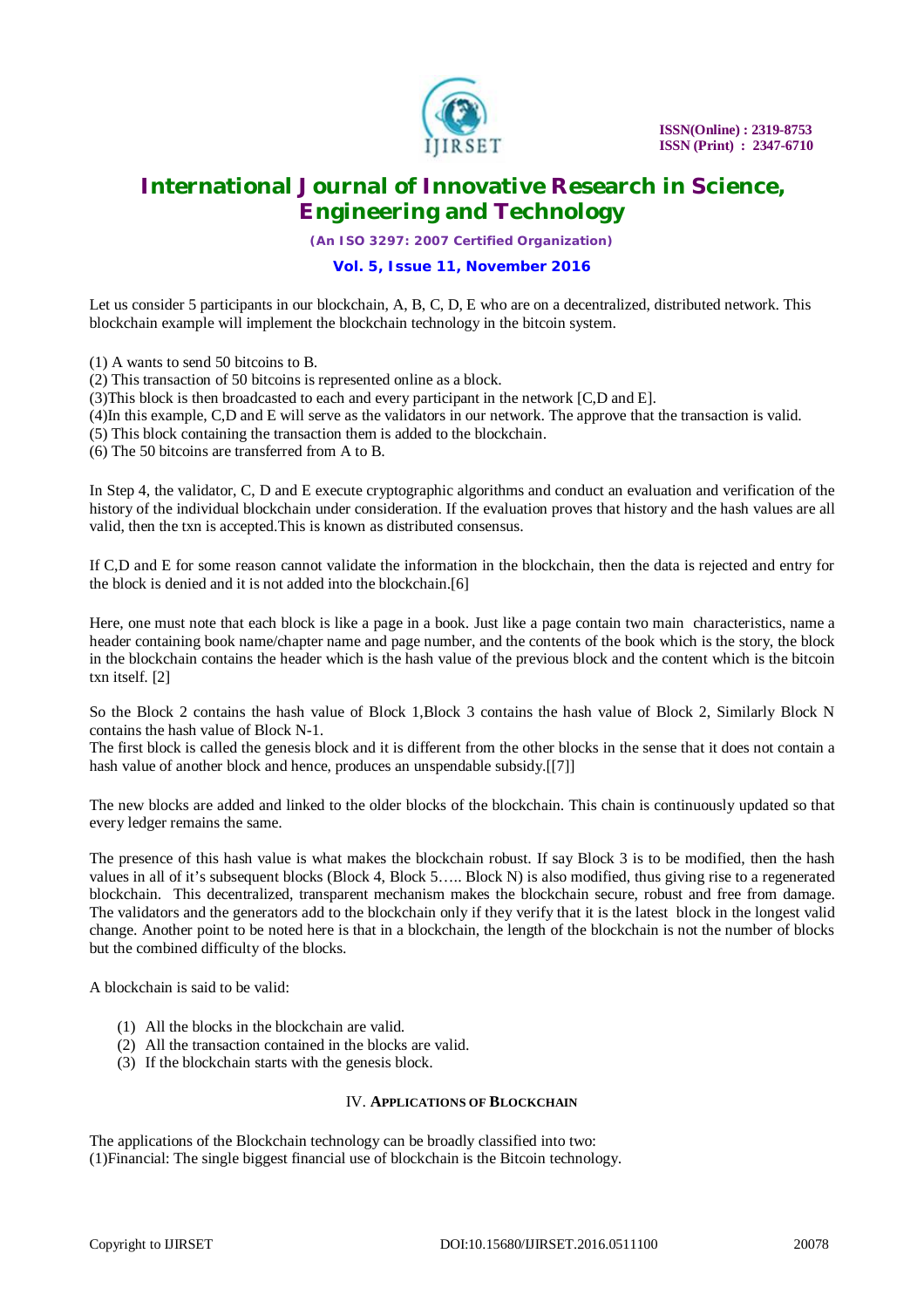Let us consider 5 participants in our blockchain, A, B, C, D, E who are on a decentralized, distributed network. This blockchain example will implement the blockchain technology in the bitcoin system.

(1) A wants to send 50 bitcoins to B.
(2) This transaction of 50 bitcoins is represented online as a block.
(3)This block is then broadcasted to each and every participant in the network [C,D and E].
(4)In this example, C,D and E will serve as the validators in our network. The approve that the transaction is valid.
(5) This block containing the transaction them is added to the blockchain.
(6) The 50 bitcoins are transferred from A to B.

In Step 4, the validator, C, D and E execute cryptographic algorithms and conduct an evaluation and verification of the history of the individual blockchain under consideration. If the evaluation proves that history and the hash values are all valid, then the txn is accepted.This is known as distributed consensus.

If C,D and E for some reason cannot validate the information in the blockchain, then the data is rejected and entry for the block is denied and it is not added into the blockchain.[6]

Here, one must note that each block is like a page in a book. Just like a page contain two main characteristics, name a header containing book name/chapter name and page number, and the contents of the book which is the story, the block in the blockchain contains the header which is the hash value of the previous block and the content which is the bitcoin txn itself. [2]

So the Block 2 contains the hash value of Block 1,Block 3 contains the hash value of Block 2, Similarly Block N contains the hash value of Block N-1.
The first block is called the genesis block and it is different from the other blocks in the sense that it does not contain a hash value of another block and hence, produces an unspendable subsidy.[[7]]

The new blocks are added and linked to the older blocks of the blockchain. This chain is continuously updated so that every ledger remains the same.

The presence of this hash value is what makes the blockchain robust. If say Block 3 is to be modified, then the hash values in all of it's subsequent blocks (Block 4, Block 5….. Block N) is also modified, thus giving rise to a regenerated blockchain. This decentralized, transparent mechanism makes the blockchain secure, robust and free from damage. The validators and the generators add to the blockchain only if they verify that it is the latest block in the longest valid change. Another point to be noted here is that in a blockchain, the length of the blockchain is not the number of blocks but the combined difficulty of the blocks.

A blockchain is said to be valid:

(1) All the blocks in the blockchain are valid.
(2) All the transaction contained in the blocks are valid.
(3) If the blockchain starts with the genesis block.

## IV. Applications of Blockchain

The applications of the Blockchain technology can be broadly classified into two:
(1)Financial: The single biggest financial use of blockchain is the Bitcoin technology.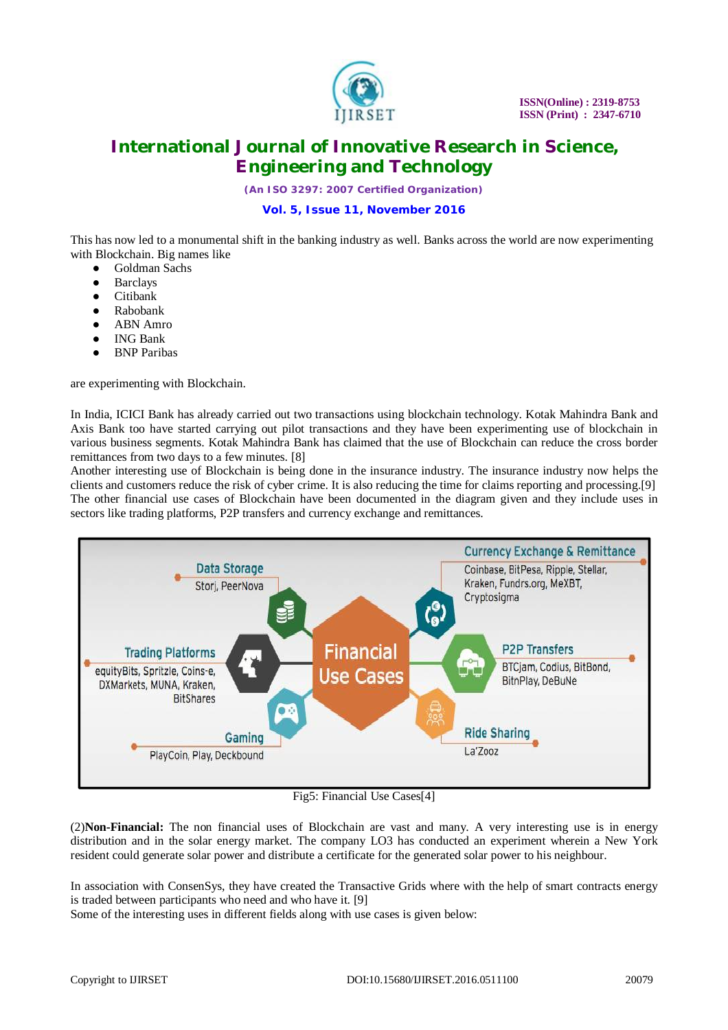This has now led to a monumental shift in the banking industry as well. Banks across the world are now experimenting with Blockchain. Big names like

- Goldman Sachs
- Barclays
- Citibank
- Rabobank
- ABN Amro
- ING Bank
- BNP Paribas

are experimenting with Blockchain.

In India, ICICI Bank has already carried out two transactions using blockchain technology. Kotak Mahindra Bank and Axis Bank too have started carrying out pilot transactions and they have been experimenting use of blockchain in various business segments. Kotak Mahindra Bank has claimed that the use of Blockchain can reduce the cross border remittances from two days to a few minutes. [8]

Another interesting use of Blockchain is being done in the insurance industry. The insurance industry now helps the clients and customers reduce the risk of cyber crime. It is also reducing the time for claims reporting and processing.[9]

The other financial use cases of Blockchain have been documented in the diagram given and they include uses in sectors like trading platforms, P2P transfers and currency exchange and remittances.

Fig5: Financial Use Cases[4]

(2)**Non-Financial:** The non financial uses of Blockchain are vast and many. A very interesting use is in energy distribution and in the solar energy market. The company LO3 has conducted an experiment wherein a New York resident could generate solar power and distribute a certificate for the generated solar power to his neighbour.

In association with ConsenSys, they have created the Transactive Grids where with the help of smart contracts energy is traded between participants who need and who have it. [9]

Some of the interesting uses in different fields along with use cases is given below: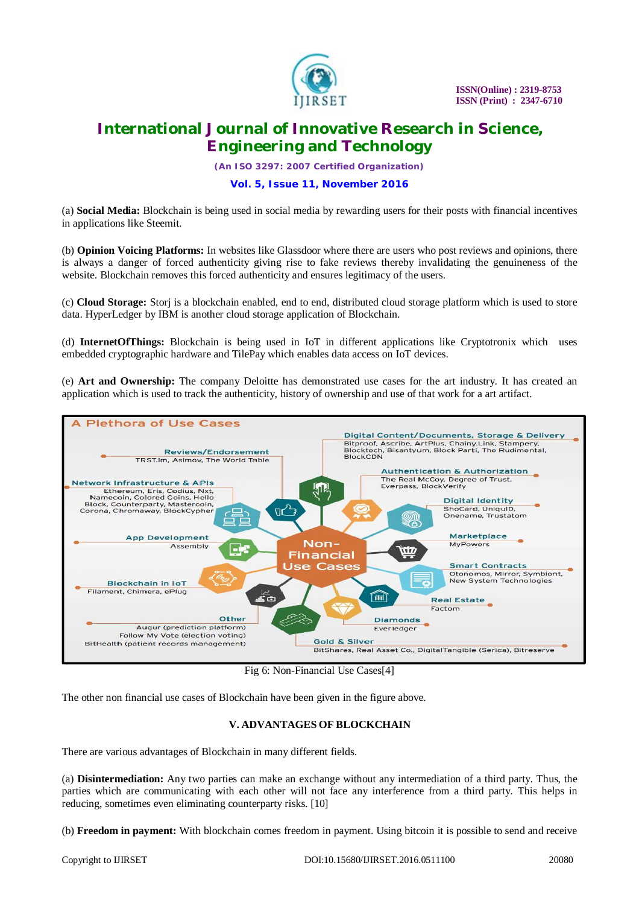(a) **Social Media:** Blockchain is being used in social media by rewarding users for their posts with financial incentives in applications like Steemit.

(b) **Opinion Voicing Platforms:** In websites like Glassdoor where there are users who post reviews and opinions, there is always a danger of forced authenticity giving rise to fake reviews thereby invalidating the genuineness of the website. Blockchain removes this forced authenticity and ensures legitimacy of the users.

(c) **Cloud Storage:** Storj is a blockchain enabled, end to end, distributed cloud storage platform which is used to store data. HyperLedger by IBM is another cloud storage application of Blockchain.

(d) **InternetOfThings:** Blockchain is being used in IoT in different applications like Cryptotronix which uses embedded cryptographic hardware and TilePay which enables data access on IoT devices.

(e) **Art and Ownership:** The company Deloitte has demonstrated use cases for the art industry. It has created an application which is used to track the authenticity, history of ownership and use of that work for a art artifact.

A Plethora of Use Cases

Non-Financial Use Cases

- Digital Content/Documents, Storage & Delivery: Bitproof, Ascribe, ArtPlus, Chainy.Link, Stampery, Blocktech, Bisantyum, Block Parti, The Rudimental, BlockCDN
- Reviews/Endorsement: TRST.im, Asimov, The World Table
- Authentication & Authorization: The Real McCoy, Degree of Trust, Everpass, BlockVerify
- Network Infrastructure & APIs: Ethereum, Eris, Codius, Nxt, Namecoin, Colored Coins, Hello Block, Counterparty, Mastercoin, Corona, Chromaway, BlockCypher
- Digital Identity: ShoCard, UniquID, Onename, Trustatom
- App Development: Assembly
- Marketplace: MyPowers
- Smart Contracts: Otonomos, Mirror, Symbiont, New System Technologies
- Blockchain in IoT: Filament, Chimera, ePlug
- Real Estate: Factom
- Other: Augur (prediction platform), Follow My Vote (election voting), BitHealth (patient records management)
- Diamonds: Everledger
- Gold & Silver: BitShares, Real Asset Co., DigitalTangible (Serica), Bitreserve

Fig 6: Non-Financial Use Cases[4]

The other non financial use cases of Blockchain have been given in the figure above.

## V. ADVANTAGES OF BLOCKCHAIN

There are various advantages of Blockchain in many different fields.

(a) **Disintermediation:** Any two parties can make an exchange without any intermediation of a third party. Thus, the parties which are communicating with each other will not face any interference from a third party. This helps in reducing, sometimes even eliminating counterparty risks. [10]

(b) **Freedom in payment:** With blockchain comes freedom in payment. Using bitcoin it is possible to send and receive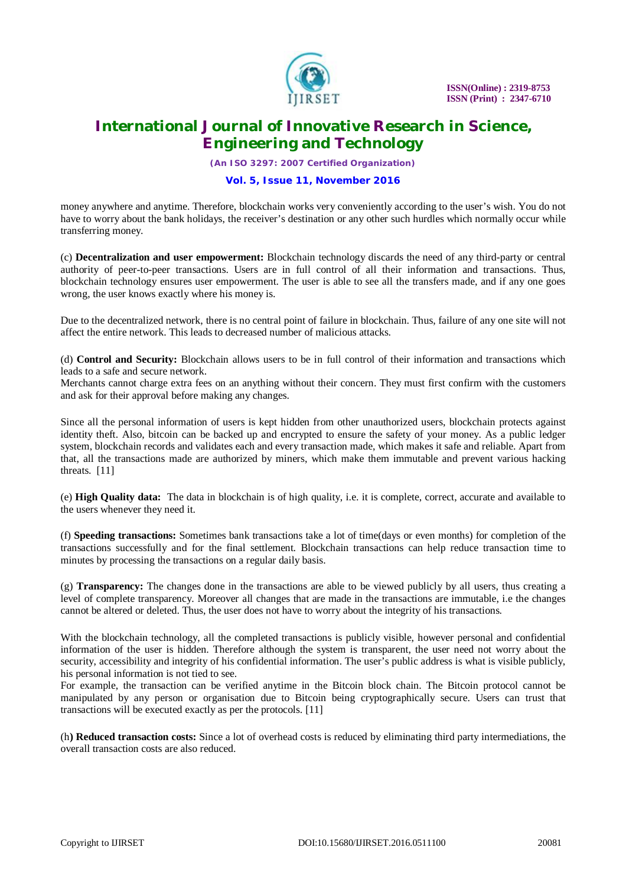money anywhere and anytime. Therefore, blockchain works very conveniently according to the user's wish. You do not have to worry about the bank holidays, the receiver's destination or any other such hurdles which normally occur while transferring money.

(c) **Decentralization and user empowerment:** Blockchain technology discards the need of any third-party or central authority of peer-to-peer transactions. Users are in full control of all their information and transactions. Thus, blockchain technology ensures user empowerment. The user is able to see all the transfers made, and if any one goes wrong, the user knows exactly where his money is.

Due to the decentralized network, there is no central point of failure in blockchain. Thus, failure of any one site will not affect the entire network. This leads to decreased number of malicious attacks.

(d) **Control and Security:** Blockchain allows users to be in full control of their information and transactions which leads to a safe and secure network.
Merchants cannot charge extra fees on an anything without their concern. They must first confirm with the customers and ask for their approval before making any changes.

Since all the personal information of users is kept hidden from other unauthorized users, blockchain protects against identity theft. Also, bitcoin can be backed up and encrypted to ensure the safety of your money. As a public ledger system, blockchain records and validates each and every transaction made, which makes it safe and reliable. Apart from that, all the transactions made are authorized by miners, which make them immutable and prevent various hacking threats. [11]

(e) **High Quality data:** The data in blockchain is of high quality, i.e. it is complete, correct, accurate and available to the users whenever they need it.

(f) **Speeding transactions:** Sometimes bank transactions take a lot of time(days or even months) for completion of the transactions successfully and for the final settlement. Blockchain transactions can help reduce transaction time to minutes by processing the transactions on a regular daily basis.

(g) **Transparency:** The changes done in the transactions are able to be viewed publicly by all users, thus creating a level of complete transparency. Moreover all changes that are made in the transactions are immutable, i.e the changes cannot be altered or deleted. Thus, the user does not have to worry about the integrity of his transactions.

With the blockchain technology, all the completed transactions is publicly visible, however personal and confidential information of the user is hidden. Therefore although the system is transparent, the user need not worry about the security, accessibility and integrity of his confidential information. The user's public address is what is visible publicly, his personal information is not tied to see.
For example, the transaction can be verified anytime in the Bitcoin block chain. The Bitcoin protocol cannot be manipulated by any person or organisation due to Bitcoin being cryptographically secure. Users can trust that transactions will be executed exactly as per the protocols. [11]

(h**) Reduced transaction costs:** Since a lot of overhead costs is reduced by eliminating third party intermediations, the overall transaction costs are also reduced.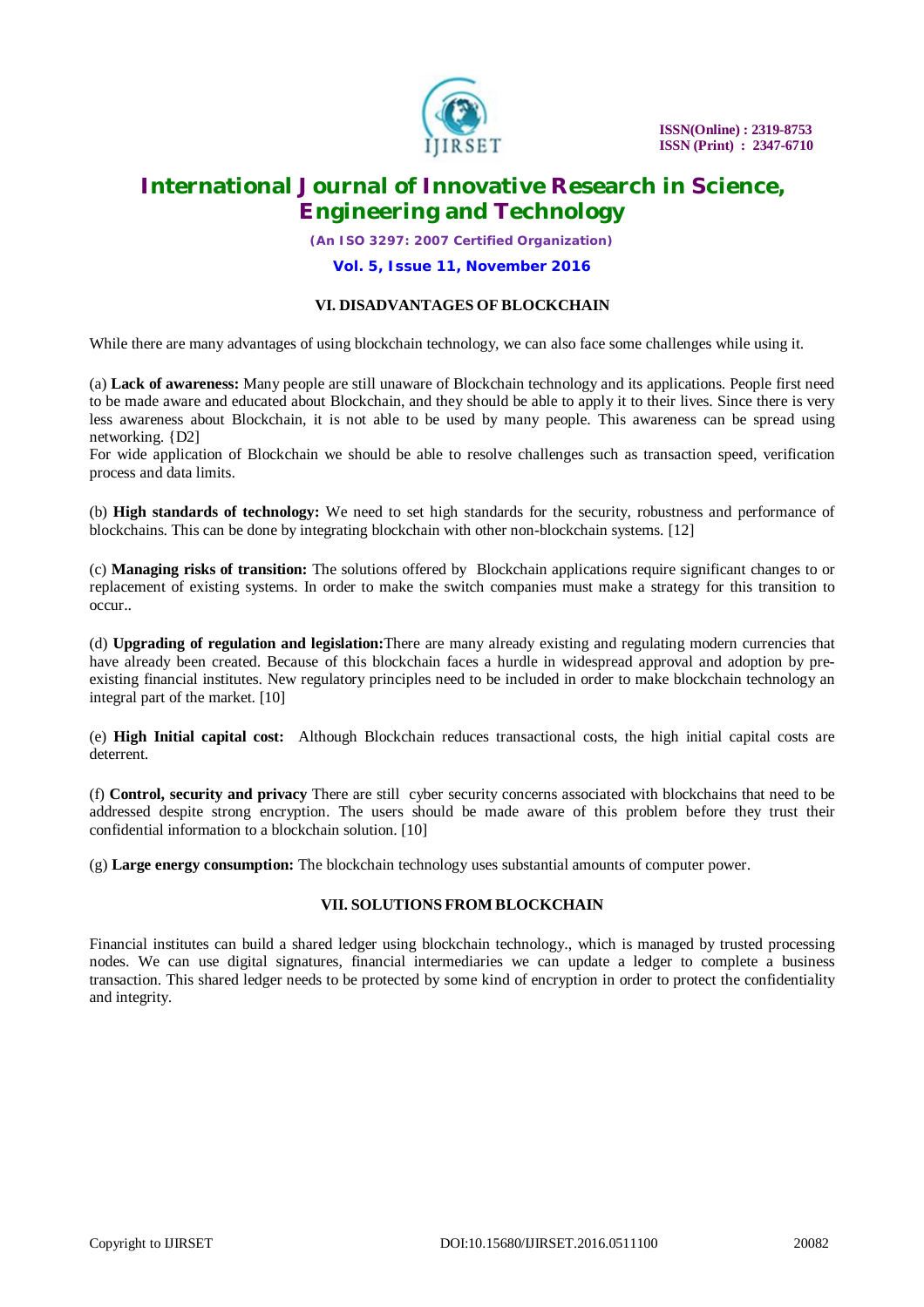## VI. DISADVANTAGES OF BLOCKCHAIN

While there are many advantages of using blockchain technology, we can also face some challenges while using it.

(a) **Lack of awareness:** Many people are still unaware of Blockchain technology and its applications. People first need to be made aware and educated about Blockchain, and they should be able to apply it to their lives. Since there is very less awareness about Blockchain, it is not able to be used by many people. This awareness can be spread using networking. {D2]
For wide application of Blockchain we should be able to resolve challenges such as transaction speed, verification process and data limits.

(b) **High standards of technology:** We need to set high standards for the security, robustness and performance of blockchains. This can be done by integrating blockchain with other non-blockchain systems. [12]

(c) **Managing risks of transition:** The solutions offered by Blockchain applications require significant changes to or replacement of existing systems. In order to make the switch companies must make a strategy for this transition to occur..

(d) **Upgrading of regulation and legislation:**There are many already existing and regulating modern currencies that have already been created. Because of this blockchain faces a hurdle in widespread approval and adoption by pre-existing financial institutes. New regulatory principles need to be included in order to make blockchain technology an integral part of the market. [10]

(e) **High Initial capital cost:** Although Blockchain reduces transactional costs, the high initial capital costs are deterrent.

(f) **Control, security and privacy** There are still cyber security concerns associated with blockchains that need to be addressed despite strong encryption. The users should be made aware of this problem before they trust their confidential information to a blockchain solution. [10]

(g) **Large energy consumption:** The blockchain technology uses substantial amounts of computer power.

## VII. SOLUTIONS FROM BLOCKCHAIN

Financial institutes can build a shared ledger using blockchain technology., which is managed by trusted processing nodes. We can use digital signatures, financial intermediaries we can update a ledger to complete a business transaction. This shared ledger needs to be protected by some kind of encryption in order to protect the confidentiality and integrity.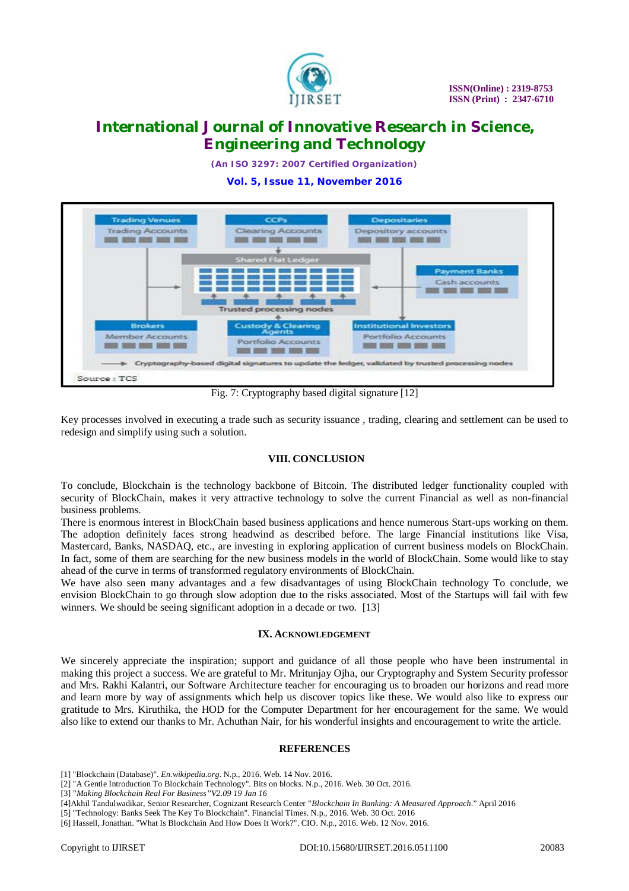Fig. 7: Cryptography based digital signature [12]

Key processes involved in executing a trade such as security issuance , trading, clearing and settlement can be used to redesign and simplify using such a solution.

## VIII. CONCLUSION

To conclude, Blockchain is the technology backbone of Bitcoin. The distributed ledger functionality coupled with security of BlockChain, makes it very attractive technology to solve the current Financial as well as non-financial business problems.

There is enormous interest in BlockChain based business applications and hence numerous Start-ups working on them. The adoption definitely faces strong headwind as described before. The large Financial institutions like Visa, Mastercard, Banks, NASDAQ, etc., are investing in exploring application of current business models on BlockChain. In fact, some of them are searching for the new business models in the world of BlockChain. Some would like to stay ahead of the curve in terms of transformed regulatory environments of BlockChain.

We have also seen many advantages and a few disadvantages of using BlockChain technology To conclude, we envision BlockChain to go through slow adoption due to the risks associated. Most of the Startups will fail with few winners. We should be seeing significant adoption in a decade or two. [13]

## IX. ACKNOWLEDGEMENT

We sincerely appreciate the inspiration; support and guidance of all those people who have been instrumental in making this project a success. We are grateful to Mr. Mritunjay Ojha, our Cryptography and System Security professor and Mrs. Rakhi Kalantri, our Software Architecture teacher for encouraging us to broaden our horizons and read more and learn more by way of assignments which help us discover topics like these. We would also like to express our gratitude to Mrs. Kiruthika, the HOD for the Computer Department for her encouragement for the same. We would also like to extend our thanks to Mr. Achuthan Nair, for his wonderful insights and encouragement to write the article.

## REFERENCES

[1] "Blockchain (Database)". *En.wikipedia.org*. N.p., 2016. Web. 14 Nov. 2016.
[2] "A Gentle Introduction To Blockchain Technology". Bits on blocks. N.p., 2016. Web. 30 Oct. 2016.
[3] *"Making Blockchain Real For Business"V2.09 19 Jan 16*
[4]Akhil Tandulwadikar, Senior Researcher, Cognizant Research Center *"Blockchain In Banking: A Measured Approach*." April 2016
[5] "Technology: Banks Seek The Key To Blockchain". Financial Times. N.p., 2016. Web. 30 Oct. 2016
[6] Hassell, Jonathan. "What Is Blockchain And How Does It Work?". CIO. N.p., 2016. Web. 12 Nov. 2016.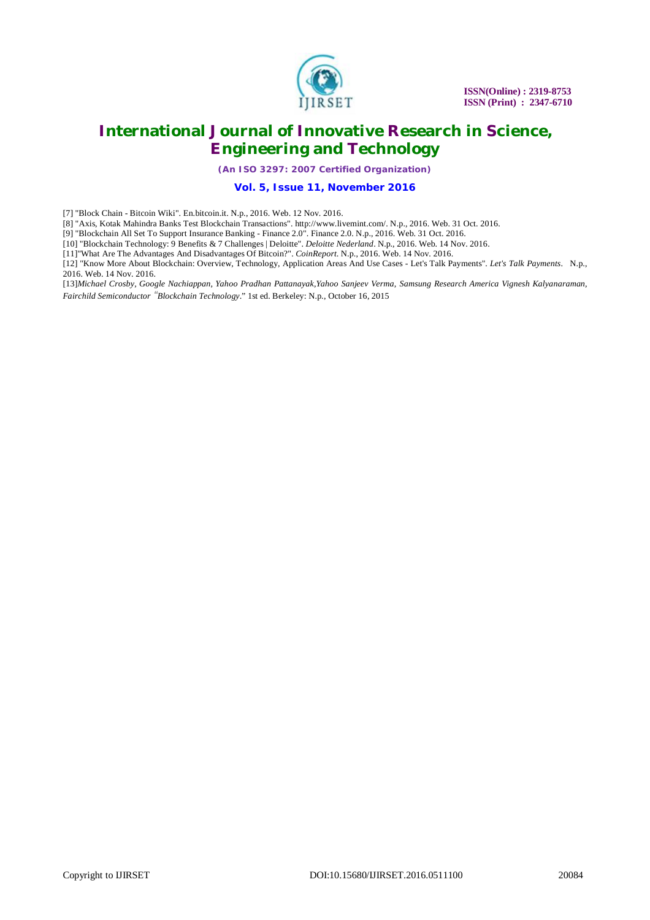[7] "Block Chain - Bitcoin Wiki". En.bitcoin.it. N.p., 2016. Web. 12 Nov. 2016.

[8] "Axis, Kotak Mahindra Banks Test Blockchain Transactions". http://www.livemint.com/. N.p., 2016. Web. 31 Oct. 2016.

[9] "Blockchain All Set To Support Insurance Banking - Finance 2.0". Finance 2.0. N.p., 2016. Web. 31 Oct. 2016.

[10] "Blockchain Technology: 9 Benefits & 7 Challenges | Deloitte". *Deloitte Nederland*. N.p., 2016. Web. 14 Nov. 2016.

[11]"What Are The Advantages And Disadvantages Of Bitcoin?". *CoinReport*. N.p., 2016. Web. 14 Nov. 2016.

[12] "Know More About Blockchain: Overview, Technology, Application Areas And Use Cases - Let's Talk Payments". *Let's Talk Payments*. N.p., 2016. Web. 14 Nov. 2016.

[13]*Michael Crosby, Google Nachiappan, Yahoo Pradhan Pattanayak,Yahoo Sanjeev Verma, Samsung Research America Vignesh Kalyanaraman, Fairchild Semiconductor "Blockchain Technology*." 1st ed. Berkeley: N.p., October 16, 2015